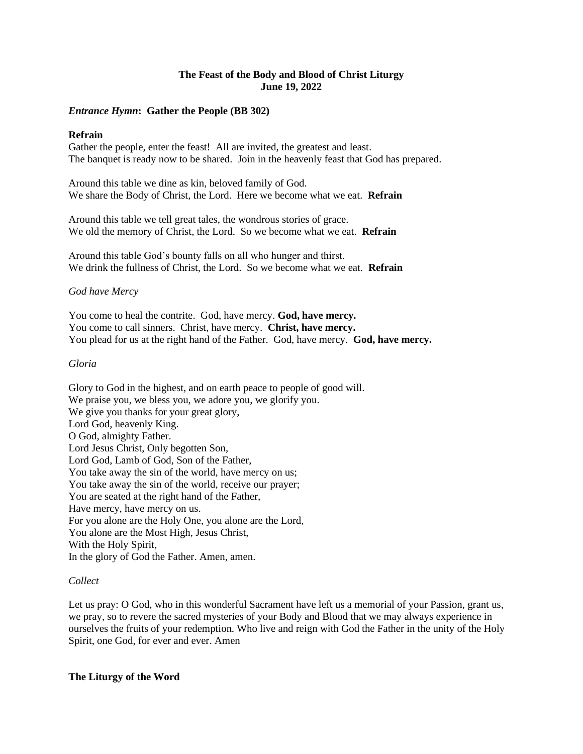**The Feast of the Body and Blood of Christ Liturgy**
**June 19, 2022**

***Entrance Hymn*: Gather the People (BB 302)**

**Refrain**
Gather the people, enter the feast! All are invited, the greatest and least.
The banquet is ready now to be shared. Join in the heavenly feast that God has prepared.

Around this table we dine as kin, beloved family of God.
We share the Body of Christ, the Lord. Here we become what we eat. **Refrain**

Around this table we tell great tales, the wondrous stories of grace.
We old the memory of Christ, the Lord. So we become what we eat. **Refrain**

Around this table God's bounty falls on all who hunger and thirst.
We drink the fullness of Christ, the Lord. So we become what we eat. **Refrain**

*God have Mercy*

You come to heal the contrite. God, have mercy. **God, have mercy.**
You come to call sinners. Christ, have mercy. **Christ, have mercy.**
You plead for us at the right hand of the Father. God, have mercy. **God, have mercy.**

*Gloria*

Glory to God in the highest, and on earth peace to people of good will.
We praise you, we bless you, we adore you, we glorify you.
We give you thanks for your great glory,
Lord God, heavenly King.
O God, almighty Father.
Lord Jesus Christ, Only begotten Son,
Lord God, Lamb of God, Son of the Father,
You take away the sin of the world, have mercy on us;
You take away the sin of the world, receive our prayer;
You are seated at the right hand of the Father,
Have mercy, have mercy on us.
For you alone are the Holy One, you alone are the Lord,
You alone are the Most High, Jesus Christ,
With the Holy Spirit,
In the glory of God the Father. Amen, amen.

*Collect*

Let us pray: O God, who in this wonderful Sacrament have left us a memorial of your Passion, grant us, we pray, so to revere the sacred mysteries of your Body and Blood that we may always experience in ourselves the fruits of your redemption. Who live and reign with God the Father in the unity of the Holy Spirit, one God, for ever and ever. Amen

**The Liturgy of the Word**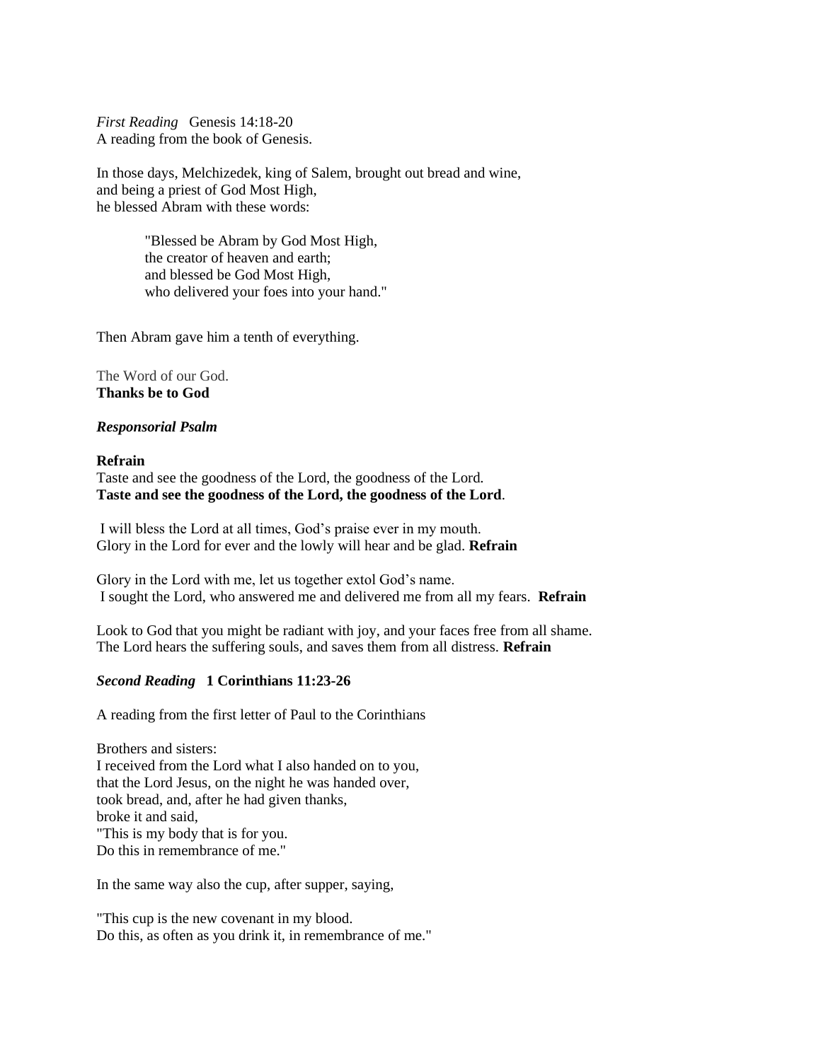*First Reading* Genesis 14:18-20
A reading from the book of Genesis.

In those days, Melchizedek, king of Salem, brought out bread and wine,
and being a priest of God Most High,
he blessed Abram with these words:

> "Blessed be Abram by God Most High,
> the creator of heaven and earth;
> and blessed be God Most High,
> who delivered your foes into your hand."

Then Abram gave him a tenth of everything.

The Word of our God.
**Thanks be to God**

***Responsorial Psalm***

**Refrain**
Taste and see the goodness of the Lord, the goodness of the Lord.
**Taste and see the goodness of the Lord, the goodness of the Lord**.

I will bless the Lord at all times, God's praise ever in my mouth.
Glory in the Lord for ever and the lowly will hear and be glad. **Refrain**

Glory in the Lord with me, let us together extol God's name.
I sought the Lord, who answered me and delivered me from all my fears. **Refrain**

Look to God that you might be radiant with joy, and your faces free from all shame.
The Lord hears the suffering souls, and saves them from all distress. **Refrain**

***Second Reading*** **1 Corinthians 11:23-26**

A reading from the first letter of Paul to the Corinthians

Brothers and sisters:
I received from the Lord what I also handed on to you,
that the Lord Jesus, on the night he was handed over,
took bread, and, after he had given thanks,
broke it and said,
"This is my body that is for you.
Do this in remembrance of me."

In the same way also the cup, after supper, saying,

"This cup is the new covenant in my blood.
Do this, as often as you drink it, in remembrance of me."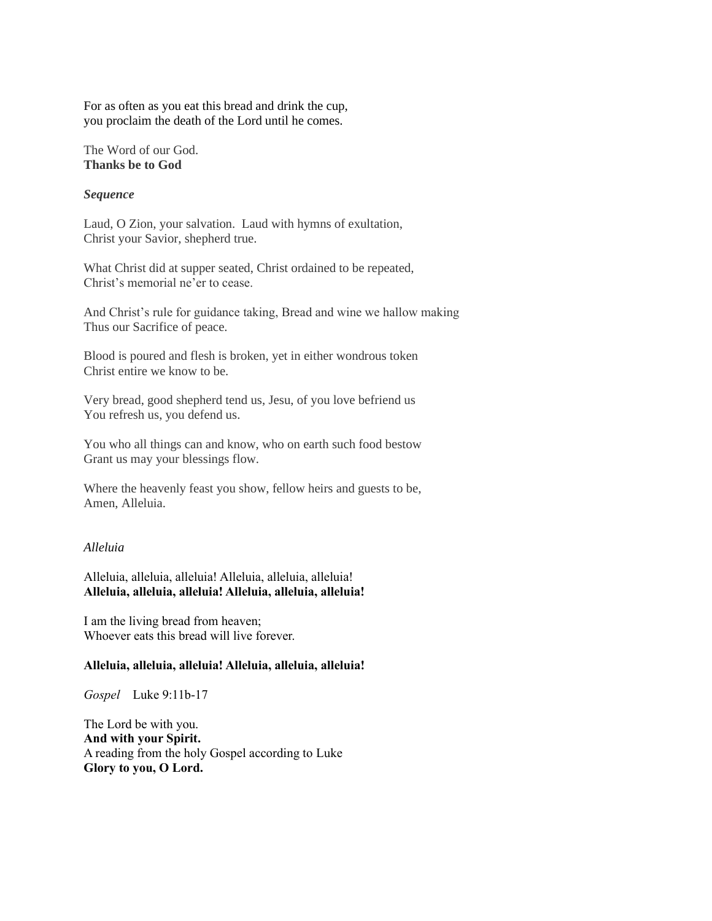For as often as you eat this bread and drink the cup,
you proclaim the death of the Lord until he comes.

The Word of our God.
**Thanks be to God**

***Sequence***

Laud, O Zion, your salvation. Laud with hymns of exultation,
Christ your Savior, shepherd true.

What Christ did at supper seated, Christ ordained to be repeated,
Christ's memorial ne'er to cease.

And Christ's rule for guidance taking, Bread and wine we hallow making
Thus our Sacrifice of peace.

Blood is poured and flesh is broken, yet in either wondrous token
Christ entire we know to be.

Very bread, good shepherd tend us, Jesu, of you love befriend us
You refresh us, you defend us.

You who all things can and know, who on earth such food bestow
Grant us may your blessings flow.

Where the heavenly feast you show, fellow heirs and guests to be,
Amen, Alleluia.

*Alleluia*

Alleluia, alleluia, alleluia! Alleluia, alleluia, alleluia!
**Alleluia, alleluia, alleluia! Alleluia, alleluia, alleluia!**

I am the living bread from heaven;
Whoever eats this bread will live forever.

**Alleluia, alleluia, alleluia! Alleluia, alleluia, alleluia!**

*Gospel* Luke 9:11b-17

The Lord be with you.
**And with your Spirit.**
A reading from the holy Gospel according to Luke
**Glory to you, O Lord.**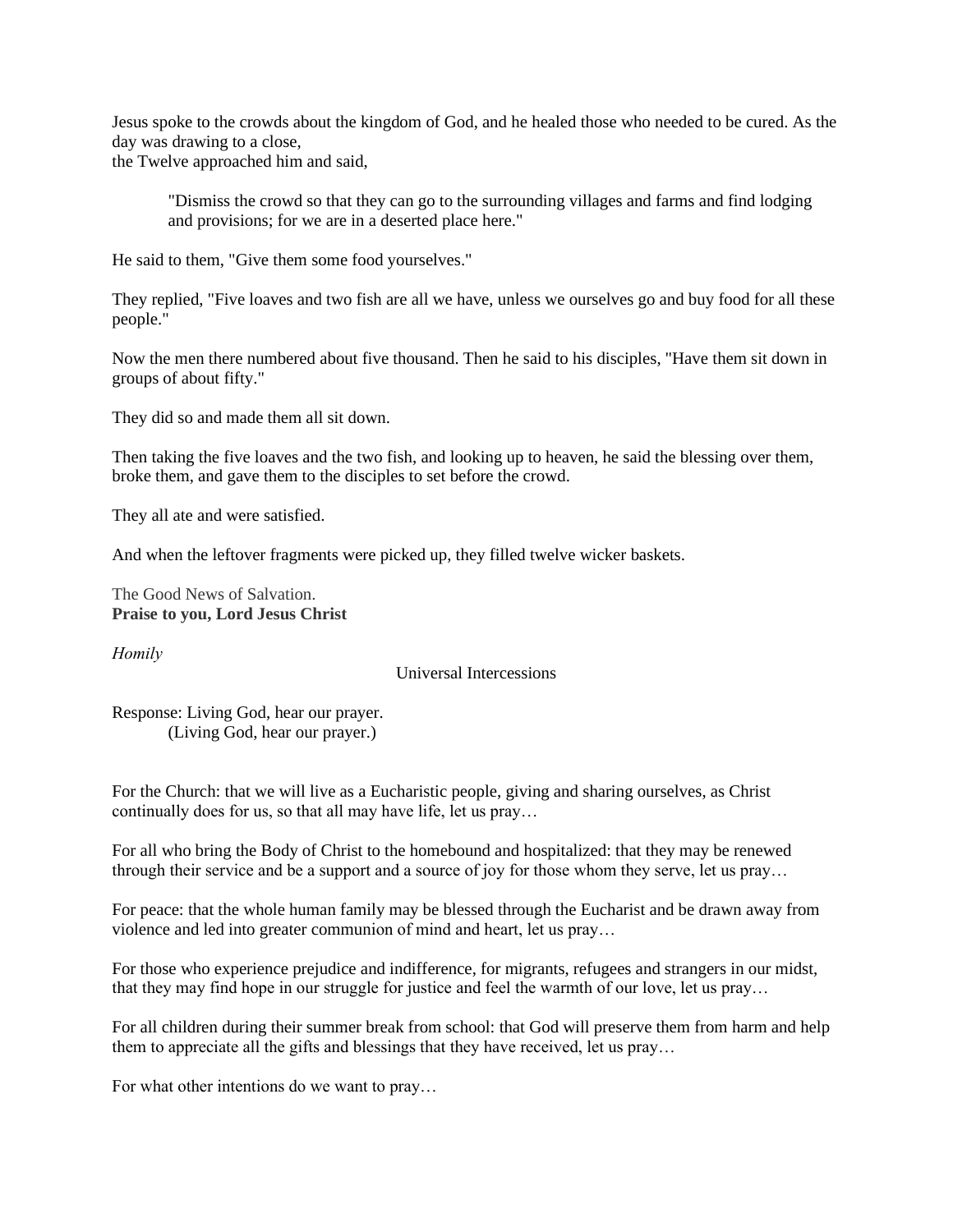Jesus spoke to the crowds about the kingdom of God, and he healed those who needed to be cured. As the day was drawing to a close,
the Twelve approached him and said,

> "Dismiss the crowd so that they can go to the surrounding villages and farms and find lodging and provisions; for we are in a deserted place here."

He said to them, "Give them some food yourselves."

They replied, "Five loaves and two fish are all we have, unless we ourselves go and buy food for all these people."

Now the men there numbered about five thousand. Then he said to his disciples, "Have them sit down in groups of about fifty."

They did so and made them all sit down.

Then taking the five loaves and the two fish, and looking up to heaven, he said the blessing over them, broke them, and gave them to the disciples to set before the crowd.

They all ate and were satisfied.

And when the leftover fragments were picked up, they filled twelve wicker baskets.

The Good News of Salvation.
**Praise to you, Lord Jesus Christ**

*Homily*

Universal Intercessions

Response: Living God, hear our prayer.
(Living God, hear our prayer.)

For the Church: that we will live as a Eucharistic people, giving and sharing ourselves, as Christ continually does for us, so that all may have life, let us pray…

For all who bring the Body of Christ to the homebound and hospitalized: that they may be renewed through their service and be a support and a source of joy for those whom they serve, let us pray…

For peace: that the whole human family may be blessed through the Eucharist and be drawn away from violence and led into greater communion of mind and heart, let us pray…

For those who experience prejudice and indifference, for migrants, refugees and strangers in our midst, that they may find hope in our struggle for justice and feel the warmth of our love, let us pray…

For all children during their summer break from school: that God will preserve them from harm and help them to appreciate all the gifts and blessings that they have received, let us pray…

For what other intentions do we want to pray…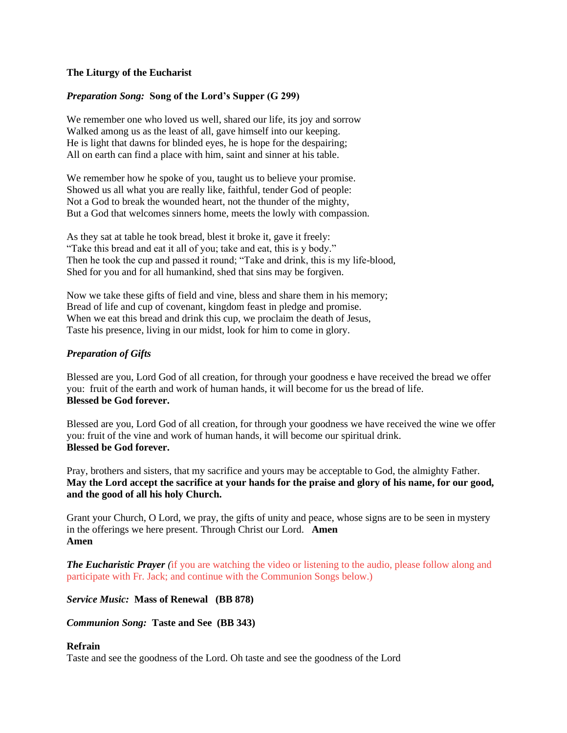**The Liturgy of the Eucharist**

***Preparation Song:*** **Song of the Lord's Supper (G 299)**

We remember one who loved us well, shared our life, its joy and sorrow
Walked among us as the least of all, gave himself into our keeping.
He is light that dawns for blinded eyes, he is hope for the despairing;
All on earth can find a place with him, saint and sinner at his table.

We remember how he spoke of you, taught us to believe your promise.
Showed us all what you are really like, faithful, tender God of people:
Not a God to break the wounded heart, not the thunder of the mighty,
But a God that welcomes sinners home, meets the lowly with compassion.

As they sat at table he took bread, blest it broke it, gave it freely:
"Take this bread and eat it all of you; take and eat, this is y body."
Then he took the cup and passed it round; "Take and drink, this is my life-blood,
Shed for you and for all humankind, shed that sins may be forgiven.

Now we take these gifts of field and vine, bless and share them in his memory;
Bread of life and cup of covenant, kingdom feast in pledge and promise.
When we eat this bread and drink this cup, we proclaim the death of Jesus,
Taste his presence, living in our midst, look for him to come in glory.

***Preparation of Gifts***

Blessed are you, Lord God of all creation, for through your goodness e have received the bread we offer you: fruit of the earth and work of human hands, it will become for us the bread of life.
**Blessed be God forever.**

Blessed are you, Lord God of all creation, for through your goodness we have received the wine we offer you: fruit of the vine and work of human hands, it will become our spiritual drink.
**Blessed be God forever.**

Pray, brothers and sisters, that my sacrifice and yours may be acceptable to God, the almighty Father.
**May the Lord accept the sacrifice at your hands for the praise and glory of his name, for our good, and the good of all his holy Church.**

Grant your Church, O Lord, we pray, the gifts of unity and peace, whose signs are to be seen in mystery in the offerings we here present. Through Christ our Lord. **Amen**
**Amen**

***The Eucharistic Prayer*** *(*if you are watching the video or listening to the audio, please follow along and participate with Fr. Jack; and continue with the Communion Songs below.)

***Service Music:*** **Mass of Renewal (BB 878)**

***Communion Song:*** **Taste and See (BB 343)**

**Refrain**
Taste and see the goodness of the Lord. Oh taste and see the goodness of the Lord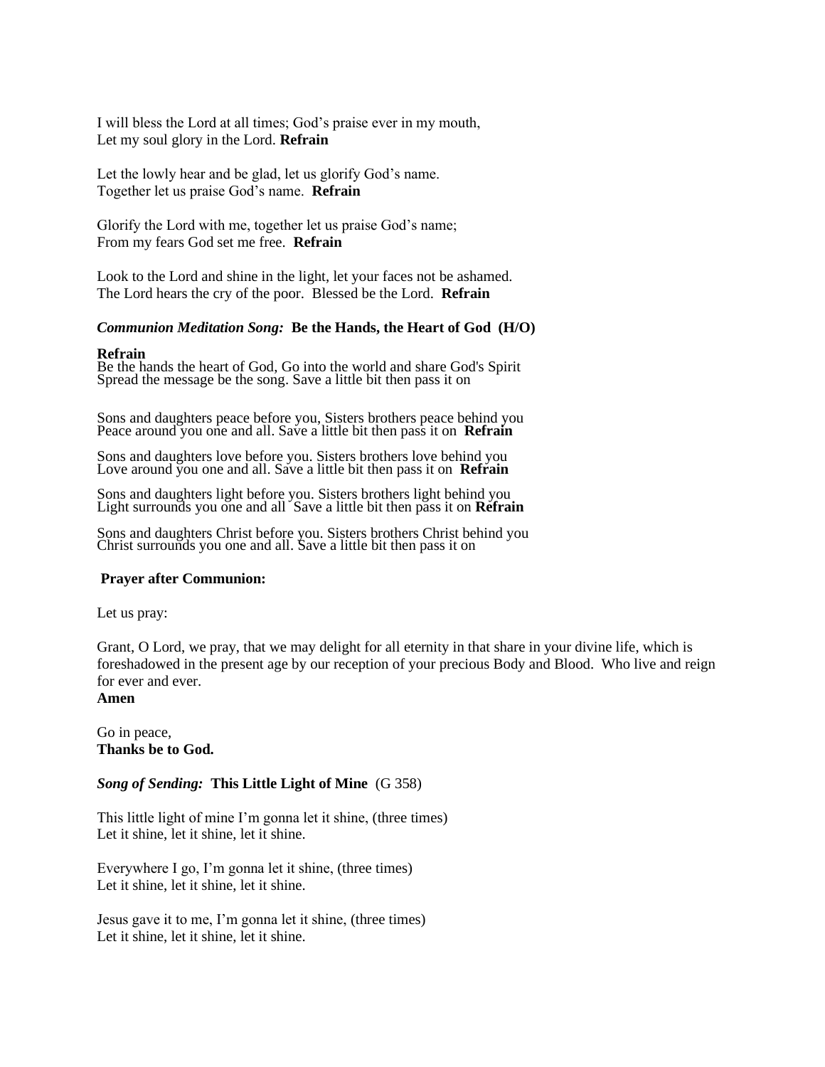I will bless the Lord at all times; God's praise ever in my mouth,
Let my soul glory in the Lord. **Refrain**

Let the lowly hear and be glad, let us glorify God's name.
Together let us praise God's name. **Refrain**

Glorify the Lord with me, together let us praise God's name;
From my fears God set me free. **Refrain**

Look to the Lord and shine in the light, let your faces not be ashamed.
The Lord hears the cry of the poor. Blessed be the Lord. **Refrain**

***Communion Meditation Song:*** **Be the Hands, the Heart of God (H/O)**

**Refrain**
Be the hands the heart of God, Go into the world and share God's Spirit
Spread the message be the song. Save a little bit then pass it on

Sons and daughters peace before you, Sisters brothers peace behind you
Peace around you one and all. Save a little bit then pass it on **Refrain**

Sons and daughters love before you. Sisters brothers love behind you
Love around you one and all. Save a little bit then pass it on **Refrain**

Sons and daughters light before you. Sisters brothers light behind you
Light surrounds you one and all Save a little bit then pass it on **Refrain**

Sons and daughters Christ before you. Sisters brothers Christ behind you
Christ surrounds you one and all. Save a little bit then pass it on

**Prayer after Communion:**

Let us pray:

Grant, O Lord, we pray, that we may delight for all eternity in that share in your divine life, which is foreshadowed in the present age by our reception of your precious Body and Blood. Who live and reign for ever and ever.
**Amen**

Go in peace,
**Thanks be to God.**

***Song of Sending:*** **This Little Light of Mine** (G 358)

This little light of mine I'm gonna let it shine, (three times)
Let it shine, let it shine, let it shine.

Everywhere I go, I'm gonna let it shine, (three times)
Let it shine, let it shine, let it shine.

Jesus gave it to me, I'm gonna let it shine, (three times)
Let it shine, let it shine, let it shine.